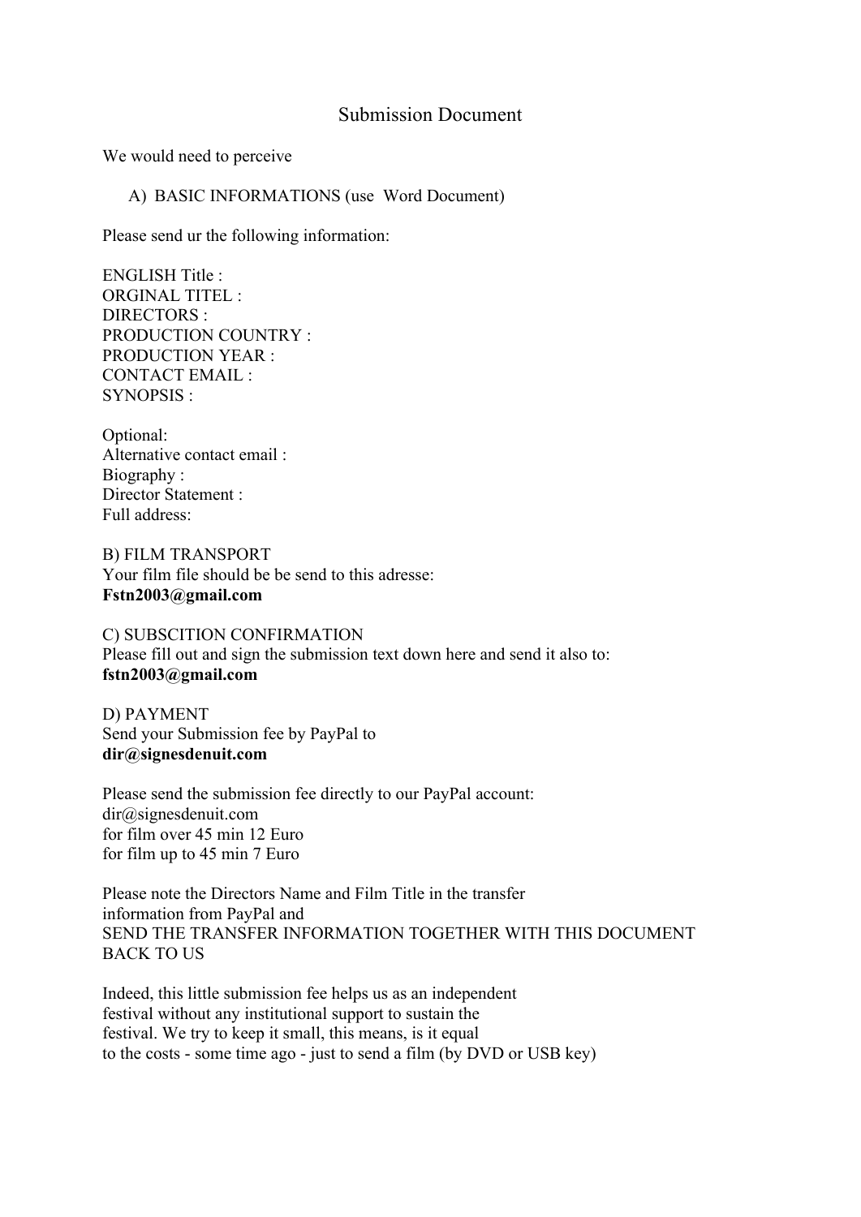# Submission Document

We would need to perceive

A) BASIC INFORMATIONS (use Word Document)

Please send ur the following information:

ENGLISH Title :
ORGINAL TITEL :
DIRECTORS :
PRODUCTION COUNTRY :
PRODUCTION YEAR :
CONTACT EMAIL :
SYNOPSIS :

Optional:
Alternative contact email :
Biography :
Director Statement :
Full address:

B) FILM TRANSPORT
Your film file should be be send to this adresse:
**Fstn2003@gmail.com**

C) SUBSCITION CONFIRMATION
Please fill out and sign the submission text down here and send it also to:
**fstn2003@gmail.com**

D) PAYMENT
Send your Submission fee by PayPal to
**dir@signesdenuit.com**

Please send the submission fee directly to our PayPal account:
dir@signesdenuit.com
for film over 45 min 12 Euro
for film up to 45 min 7 Euro

Please note the Directors Name and Film Title in the transfer information from PayPal and
SEND THE TRANSFER INFORMATION TOGETHER WITH THIS DOCUMENT BACK TO US

Indeed, this little submission fee helps us as an independent festival without any institutional support to sustain the festival. We try to keep it small, this means, is it equal to the costs - some time ago - just to send a film (by DVD or USB key)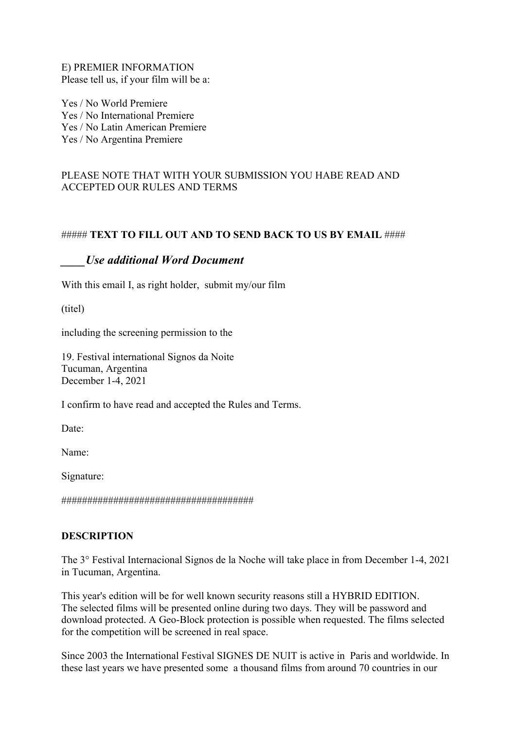E) PREMIER INFORMATION
Please tell us, if your film will be a:

Yes / No World Premiere
Yes / No International Premiere
Yes / No Latin American Premiere
Yes / No Argentina Premiere

PLEASE NOTE THAT WITH YOUR SUBMISSION YOU HABE READ AND ACCEPTED OUR RULES AND TERMS

##### **TEXT TO FILL OUT AND TO SEND BACK TO US BY EMAIL** ####

***____Use additional Word Document***

With this email I, as right holder, submit my/our film

(titel)

including the screening permission to the

19. Festival international Signos da Noite
Tucuman, Argentina
December 1-4, 2021

I confirm to have read and accepted the Rules and Terms.

Date:

Name:

Signature:

#####################################

**DESCRIPTION**

The 3° Festival Internacional Signos de la Noche will take place in from December 1-4, 2021 in Tucuman, Argentina.

This year's edition will be for well known security reasons still a HYBRID EDITION.
The selected films will be presented online during two days. They will be password and download protected. A Geo-Block protection is possible when requested. The films selected for the competition will be screened in real space.

Since 2003 the International Festival SIGNES DE NUIT is active in Paris and worldwide. In these last years we have presented some a thousand films from around 70 countries in our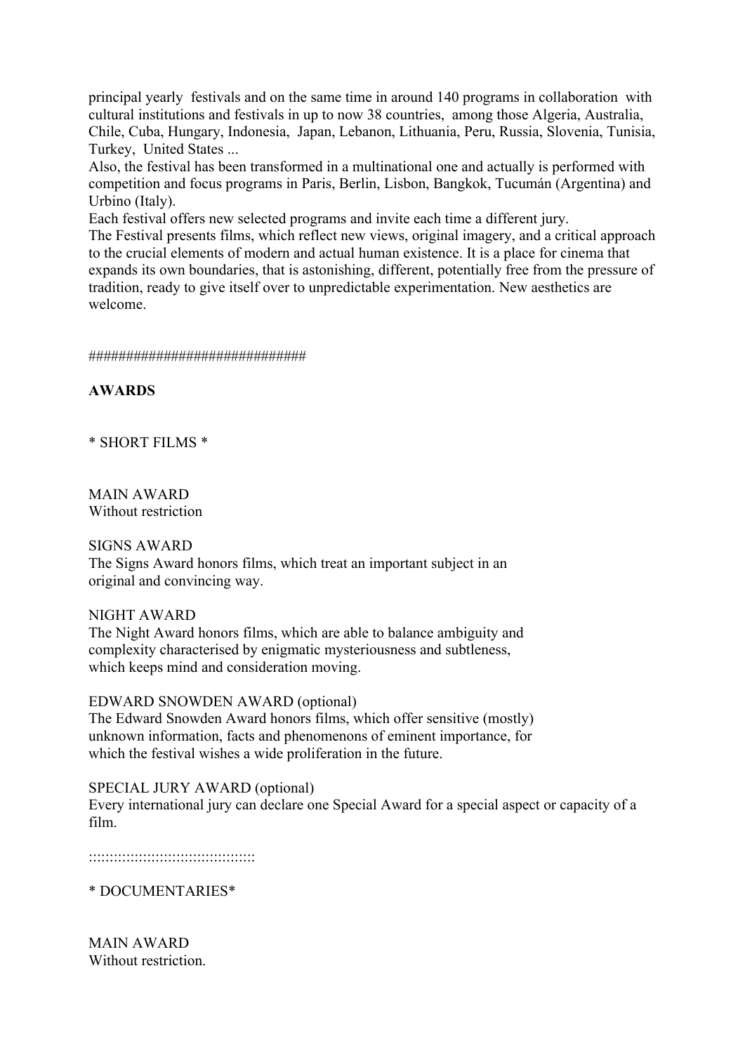principal yearly festivals and on the same time in around 140 programs in collaboration with cultural institutions and festivals in up to now 38 countries, among those Algeria, Australia, Chile, Cuba, Hungary, Indonesia, Japan, Lebanon, Lithuania, Peru, Russia, Slovenia, Tunisia, Turkey, United States ...
Also, the festival has been transformed in a multinational one and actually is performed with competition and focus programs in Paris, Berlin, Lisbon, Bangkok, Tucumán (Argentina) and Urbino (Italy).
Each festival offers new selected programs and invite each time a different jury.
The Festival presents films, which reflect new views, original imagery, and a critical approach to the crucial elements of modern and actual human existence. It is a place for cinema that expands its own boundaries, that is astonishing, different, potentially free from the pressure of tradition, ready to give itself over to unpredictable experimentation. New aesthetics are welcome.

############################

**AWARDS**

* SHORT FILMS *

MAIN AWARD
Without restriction

SIGNS AWARD
The Signs Award honors films, which treat an important subject in an original and convincing way.

NIGHT AWARD
The Night Award honors films, which are able to balance ambiguity and complexity characterised by enigmatic mysteriousness and subtleness, which keeps mind and consideration moving.

EDWARD SNOWDEN AWARD (optional)
The Edward Snowden Award honors films, which offer sensitive (mostly) unknown information, facts and phenomenons of eminent importance, for which the festival wishes a wide proliferation in the future.

SPECIAL JURY AWARD (optional)
Every international jury can declare one Special Award for a special aspect or capacity of a film.

:::::::::::::::::::::::::::::::::::::::::

* DOCUMENTARIES*

MAIN AWARD
Without restriction.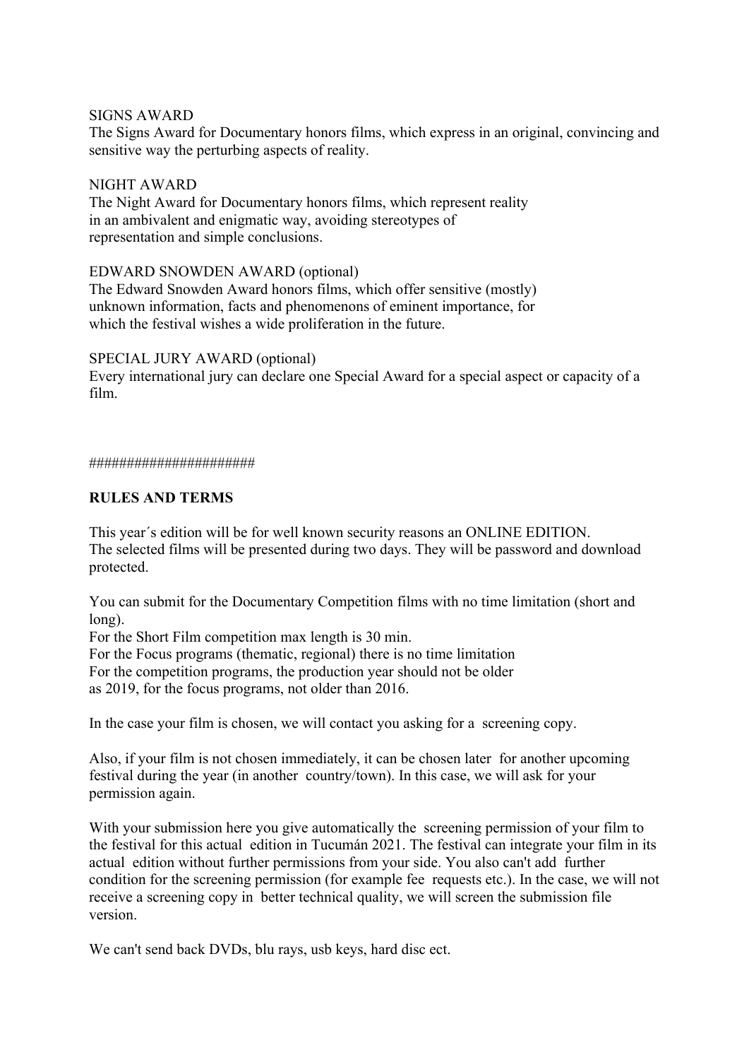SIGNS AWARD
The Signs Award for Documentary honors films, which express in an original, convincing and sensitive way the perturbing aspects of reality.

NIGHT AWARD
The Night Award for Documentary honors films, which represent reality in an ambivalent and enigmatic way, avoiding stereotypes of representation and simple conclusions.

EDWARD SNOWDEN AWARD (optional)
The Edward Snowden Award honors films, which offer sensitive (mostly) unknown information, facts and phenomenons of eminent importance, for which the festival wishes a wide proliferation in the future.

SPECIAL JURY AWARD (optional)
Every international jury can declare one Special Award for a special aspect or capacity of a film.

#####################

**RULES AND TERMS**

This year´s edition will be for well known security reasons an ONLINE EDITION.
The selected films will be presented during two days. They will be password and download protected.

You can submit for the Documentary Competition films with no time limitation (short and long).
For the Short Film competition max length is 30 min.
For the Focus programs (thematic, regional) there is no time limitation
For the competition programs, the production year should not be older as 2019, for the focus programs, not older than 2016.

In the case your film is chosen, we will contact you asking for a screening copy.

Also, if your film is not chosen immediately, it can be chosen later for another upcoming festival during the year (in another country/town). In this case, we will ask for your permission again.

With your submission here you give automatically the screening permission of your film to the festival for this actual edition in Tucumán 2021. The festival can integrate your film in its actual edition without further permissions from your side. You also can't add further condition for the screening permission (for example fee requests etc.). In the case, we will not receive a screening copy in better technical quality, we will screen the submission file version.

We can't send back DVDs, blu rays, usb keys, hard disc ect.